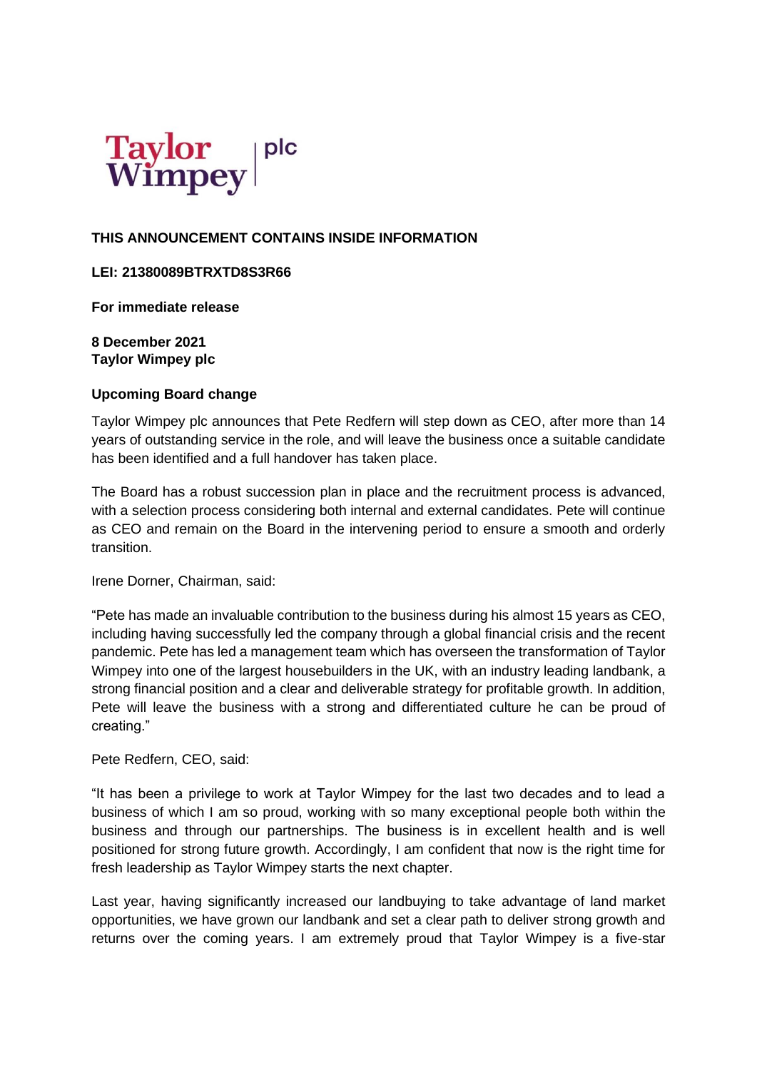Taylor Wimpey | plc

**THIS ANNOUNCEMENT CONTAINS INSIDE INFORMATION**

**LEI: 21380089BTRXTD8S3R66**

**For immediate release**

**8 December 2021**
**Taylor Wimpey plc**

**Upcoming Board change**

Taylor Wimpey plc announces that Pete Redfern will step down as CEO, after more than 14 years of outstanding service in the role, and will leave the business once a suitable candidate has been identified and a full handover has taken place.

The Board has a robust succession plan in place and the recruitment process is advanced, with a selection process considering both internal and external candidates. Pete will continue as CEO and remain on the Board in the intervening period to ensure a smooth and orderly transition.

Irene Dorner, Chairman, said:

"Pete has made an invaluable contribution to the business during his almost 15 years as CEO, including having successfully led the company through a global financial crisis and the recent pandemic. Pete has led a management team which has overseen the transformation of Taylor Wimpey into one of the largest housebuilders in the UK, with an industry leading landbank, a strong financial position and a clear and deliverable strategy for profitable growth. In addition, Pete will leave the business with a strong and differentiated culture he can be proud of creating."

Pete Redfern, CEO, said:

"It has been a privilege to work at Taylor Wimpey for the last two decades and to lead a business of which I am so proud, working with so many exceptional people both within the business and through our partnerships. The business is in excellent health and is well positioned for strong future growth. Accordingly, I am confident that now is the right time for fresh leadership as Taylor Wimpey starts the next chapter.

Last year, having significantly increased our landbuying to take advantage of land market opportunities, we have grown our landbank and set a clear path to deliver strong growth and returns over the coming years. I am extremely proud that Taylor Wimpey is a five-star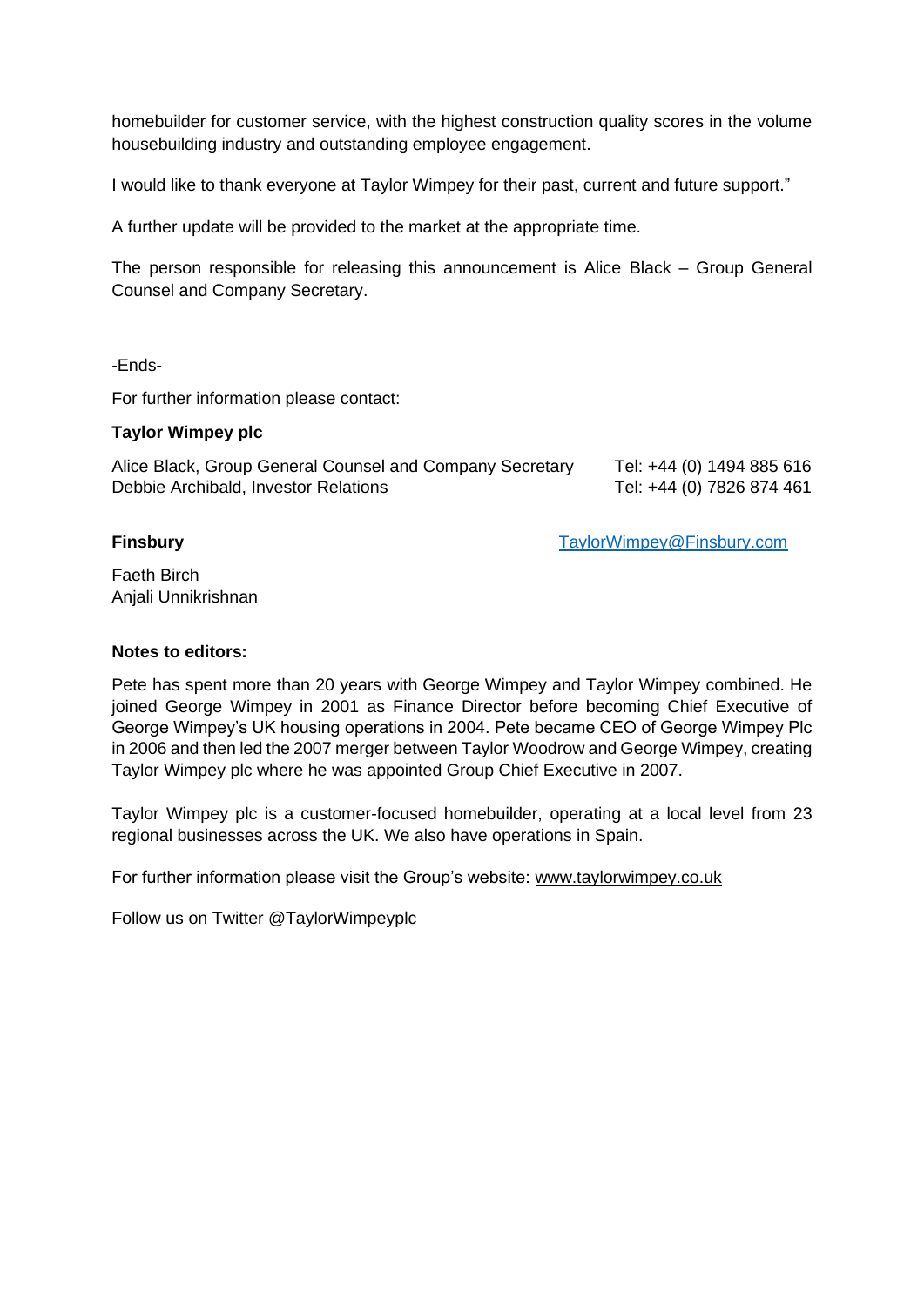homebuilder for customer service, with the highest construction quality scores in the volume housebuilding industry and outstanding employee engagement.

I would like to thank everyone at Taylor Wimpey for their past, current and future support."

A further update will be provided to the market at the appropriate time.

The person responsible for releasing this announcement is Alice Black – Group General Counsel and Company Secretary.

-Ends-

For further information please contact:

**Taylor Wimpey plc**

| | |
|---|---|
| Alice Black, Group General Counsel and Company Secretary | Tel: +44 (0) 1494 885 616 |
| Debbie Archibald, Investor Relations | Tel: +44 (0) 7826 874 461 |

**Finsbury** TaylorWimpey@Finsbury.com

Faeth Birch
Anjali Unnikrishnan

**Notes to editors:**

Pete has spent more than 20 years with George Wimpey and Taylor Wimpey combined. He joined George Wimpey in 2001 as Finance Director before becoming Chief Executive of George Wimpey's UK housing operations in 2004. Pete became CEO of George Wimpey Plc in 2006 and then led the 2007 merger between Taylor Woodrow and George Wimpey, creating Taylor Wimpey plc where he was appointed Group Chief Executive in 2007.

Taylor Wimpey plc is a customer-focused homebuilder, operating at a local level from 23 regional businesses across the UK. We also have operations in Spain.

For further information please visit the Group's website: www.taylorwimpey.co.uk

Follow us on Twitter @TaylorWimpeyplc